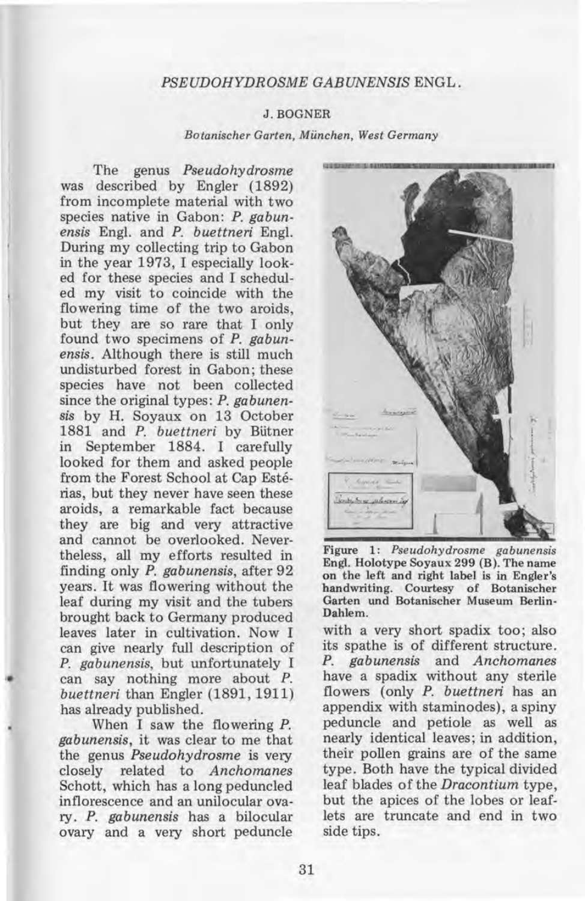# *PSEUDOHYDROSME GABUNENSIS* ENGL.

J. BOGNER

*Botanischer Garten, München, West Germany*

The genus *Pseudohydrosme* was described by Engler (1892) from incomplete material with two species native in Gabon: *P. gabunensis* Engl. and *P. buettneri* Engl. During my collecting trip to Gabon in the year 1973, I especially looked for these species and I scheduled my visit to coincide with the flowering time of the two aroids, but they are so rare that I only found two specimens of *P. gabunensis*. Although there is still much undisturbed forest in Gabon; these species have not been collected since the original types: *P. gabunensis* by H. Soyaux on 13 October 1881 and *P. buettneri* by Bütner in September 1884. I carefully looked for them and asked people from the Forest School at Cap Estérias, but they never have seen these aroids, a remarkable fact because they are big and very attractive and cannot be overlooked. Nevertheless, all my efforts resulted in finding only *P. gabunensis*, after 92 years. It was flowering without the leaf during my visit and the tubers brought back to Germany produced leaves later in cultivation. Now I can give nearly full description of *P. gabunensis*, but unfortunately I can say nothing more about *P. buettneri* than Engler (1891, 1911) has already published.

When I saw the flowering *P. gabunensis*, it was clear to me that the genus *Pseudohydrosme* is very closely related to *Anchomanes* Schott, which has a long peduncled inflorescence and an unilocular ovary. *P. gabunensis* has a bilocular ovary and a very short peduncle with a very short spadix too; also its spathe is of different structure. *P. gabunensis* and *Anchomanes* have a spadix without any sterile flowers (only *P. buettneri* has an appendix with staminodes), a spiny peduncle and petiole as well as nearly identical leaves; in addition, their pollen grains are of the same type. Both have the typical divided leaf blades of the *Dracontium* type, but the apices of the lobes or leaflets are truncate and end in two side tips.

**Figure 1:** *Pseudohydrosme gabunensis* **Engl. Holotype Soyaux 299 (B). The name on the left and right label is in Engler's handwriting. Courtesy of Botanischer Garten und Botanischer Museum Berlin-Dahlem.**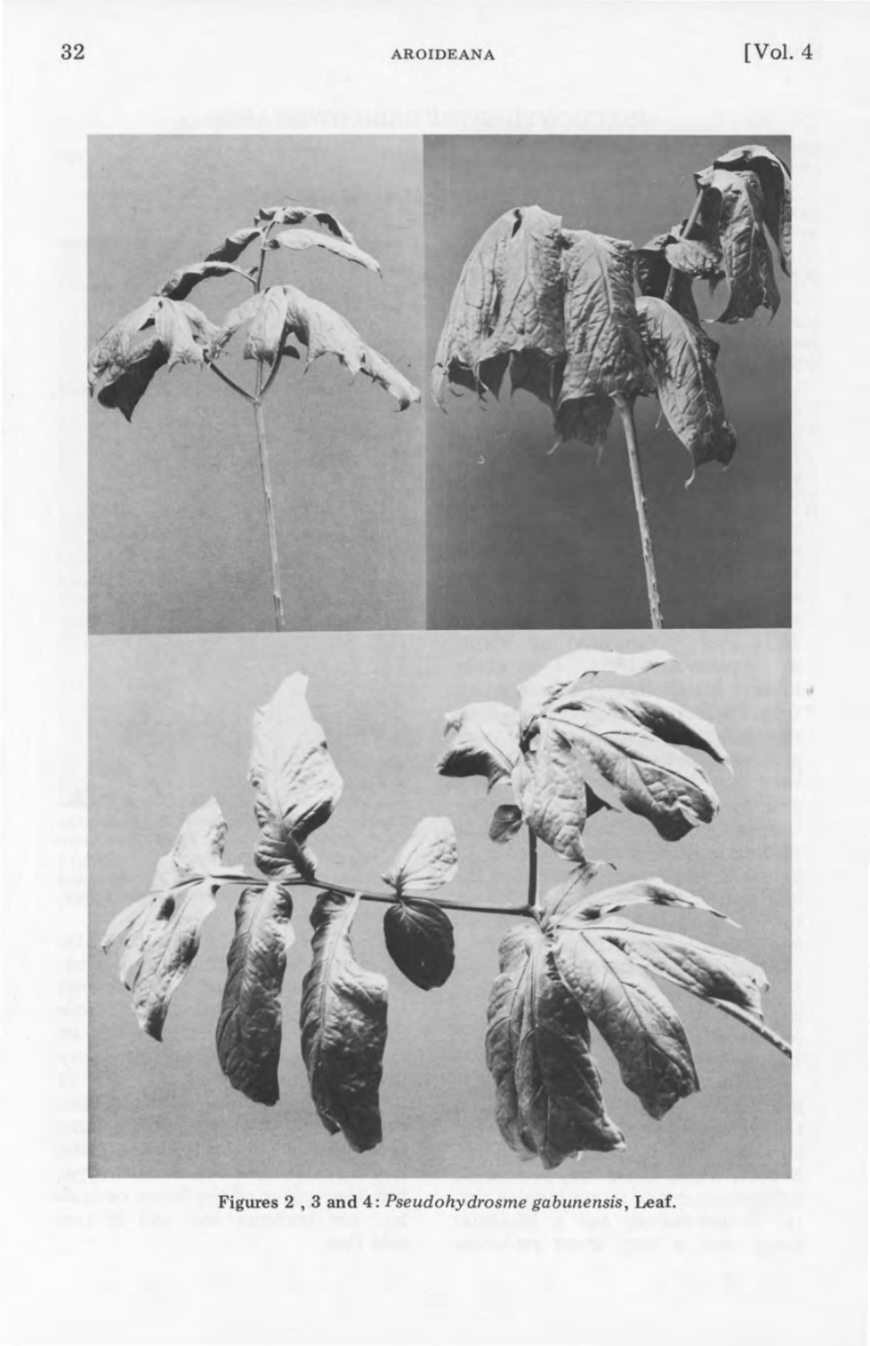Figures 2 , 3 and 4: *Pseudohydrosme gabunensis*, Leaf.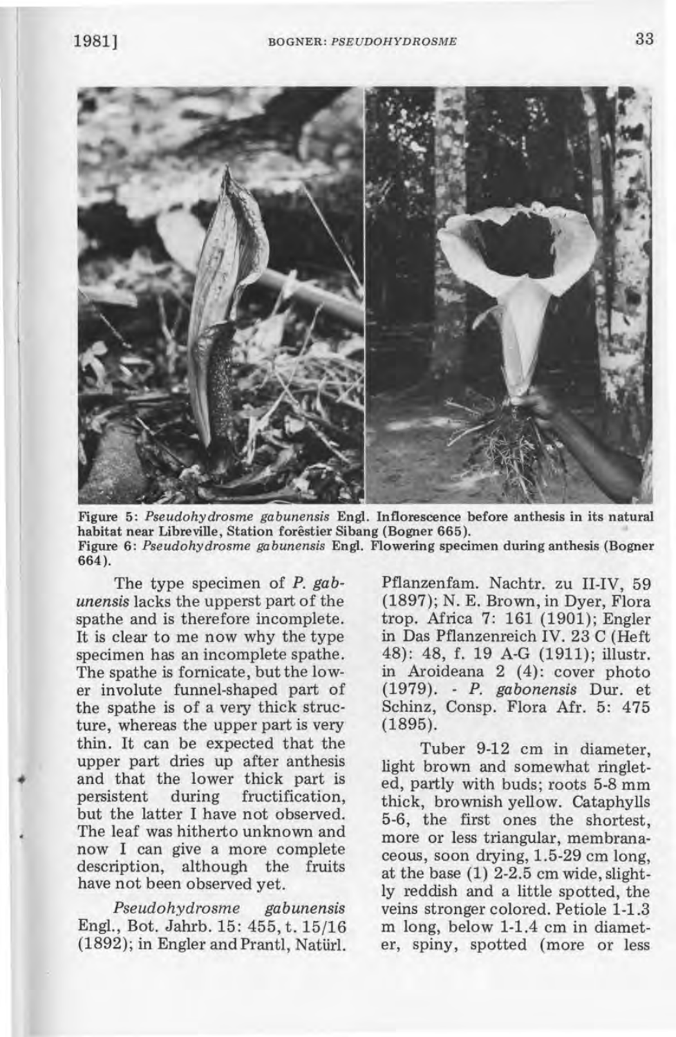Figure 5: *Pseudohydrosme gabunensis* Engl. Inflorescence before anthesis in its natural habitat near Libreville, Station forêstier Sibang (Bogner 665).

Figure 6: *Pseudohydrosme gabunensis* Engl. Flowering specimen during anthesis (Bogner 664).

The type specimen of *P. gabunensis* lacks the upperst part of the spathe and is therefore incomplete. It is clear to me now why the type specimen has an incomplete spathe. The spathe is fornicate, but the lower involute funnel-shaped part of the spathe is of a very thick structure, whereas the upper part is very thin. It can be expected that the upper part dries up after anthesis and that the lower thick part is persistent during fructification, but the latter I have not observed. The leaf was hitherto unknown and now I can give a more complete description, although the fruits have not been observed yet.

*Pseudohydrosme gabunensis* Engl., Bot. Jahrb. 15: 455, t. 15/16 (1892); in Engler and Prantl, Natürl. Pflanzenfam. Nachtr. zu II-IV, 59 (1897); N. E. Brown, in Dyer, Flora trop. Africa 7: 161 (1901); Engler in Das Pflanzenreich IV. 23 C (Heft 48): 48, f. 19 A-G (1911); illustr. in Aroideana 2 (4): cover photo (1979). - *P. gabonensis* Dur. et Schinz, Consp. Flora Afr. 5: 475 (1895).

Tuber 9-12 cm in diameter, light brown and somewhat ringleted, partly with buds; roots 5-8 mm thick, brownish yellow. Cataphylls 5-6, the first ones the shortest, more or less triangular, membranaceous, soon drying, 1.5-29 cm long, at the base (1) 2-2.5 cm wide, slightly reddish and a little spotted, the veins stronger colored. Petiole 1-1.3 m long, below 1-1.4 cm in diameter, spiny, spotted (more or less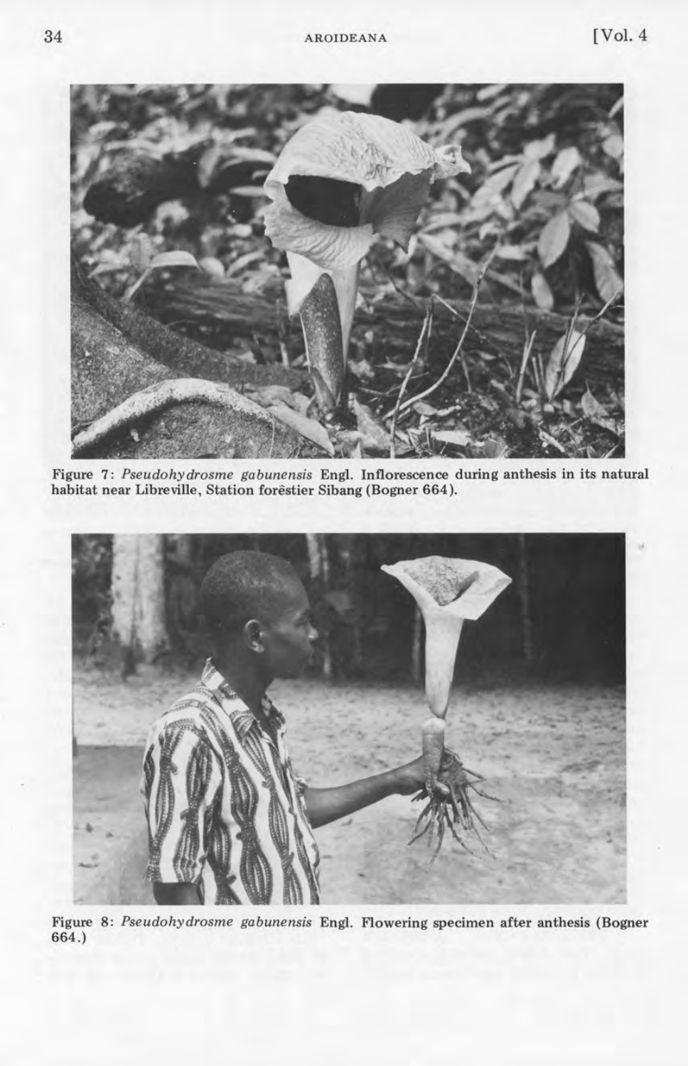Figure 7: *Pseudohydrosme gabunensis* Engl. Inflorescence during anthesis in its natural habitat near Libreville, Station forêstier Sibang (Bogner 664).

Figure 8: *Pseudohydrosme gabunensis* Engl. Flowering specimen after anthesis (Bogner 664.)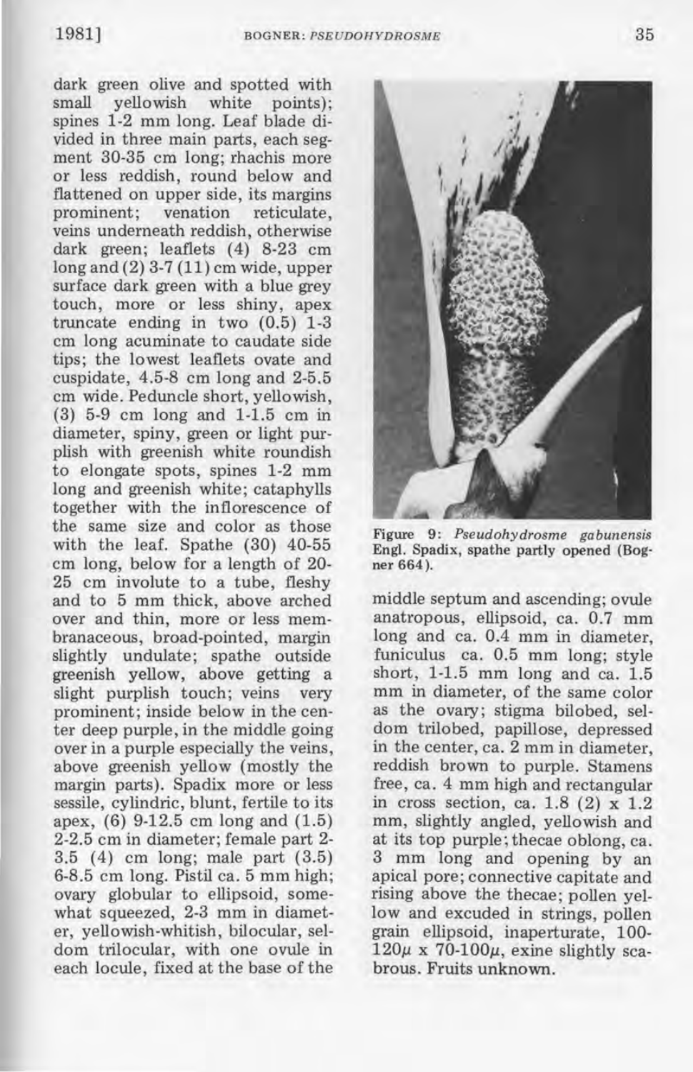dark green olive and spotted with small yellowish white points); spines 1-2 mm long. Leaf blade divided in three main parts, each segment 30-35 cm long; rhachis more or less reddish, round below and flattened on upper side, its margins prominent; venation reticulate, veins underneath reddish, otherwise dark green; leaflets (4) 8-23 cm long and (2) 3-7 (11) cm wide, upper surface dark green with a blue grey touch, more or less shiny, apex truncate ending in two (0.5) 1-3 cm long acuminate to caudate side tips; the lowest leaflets ovate and cuspidate, 4.5-8 cm long and 2-5.5 cm wide. Peduncle short, yellowish, (3) 5-9 cm long and 1-1.5 cm in diameter, spiny, green or light purplish with greenish white roundish to elongate spots, spines 1-2 mm long and greenish white; cataphylls together with the inflorescence of the same size and color as those with the leaf. Spathe (30) 40-55 cm long, below for a length of 20-25 cm involute to a tube, fleshy and to 5 mm thick, above arched over and thin, more or less membranaceous, broad-pointed, margin slightly undulate; spathe outside greenish yellow, above getting a slight purplish touch; veins very prominent; inside below in the center deep purple, in the middle going over in a purple especially the veins, above greenish yellow (mostly the margin parts). Spadix more or less sessile, cylindric, blunt, fertile to its apex, (6) 9-12.5 cm long and (1.5) 2-2.5 cm in diameter; female part 2-3.5 (4) cm long; male part (3.5) 6-8.5 cm long. Pistil ca. 5 mm high; ovary globular to ellipsoid, somewhat squeezed, 2-3 mm in diameter, yellowish-whitish, bilocular, seldom trilocular, with one ovule in each locule, fixed at the base of the middle septum and ascending; ovule anatropous, ellipsoid, ca. 0.7 mm long and ca. 0.4 mm in diameter, funiculus ca. 0.5 mm long; style short, 1-1.5 mm long and ca. 1.5 mm in diameter, of the same color as the ovary; stigma bilobed, seldom trilobed, papillose, depressed in the center, ca. 2 mm in diameter, reddish brown to purple. Stamens free, ca. 4 mm high and rectangular in cross section, ca. 1.8 (2) x 1.2 mm, slightly angled, yellowish and at its top purple; thecae oblong, ca. 3 mm long and opening by an apical pore; connective capitate and rising above the thecae; pollen yellow and excuded in strings, pollen grain ellipsoid, inaperturate, 100-120$\mu$ x 70-100$\mu$, exine slightly scabrous. Fruits unknown.

Figure 9: *Pseudohydrosme gabunensis* Engl. Spadix, spathe partly opened (Bogner 664).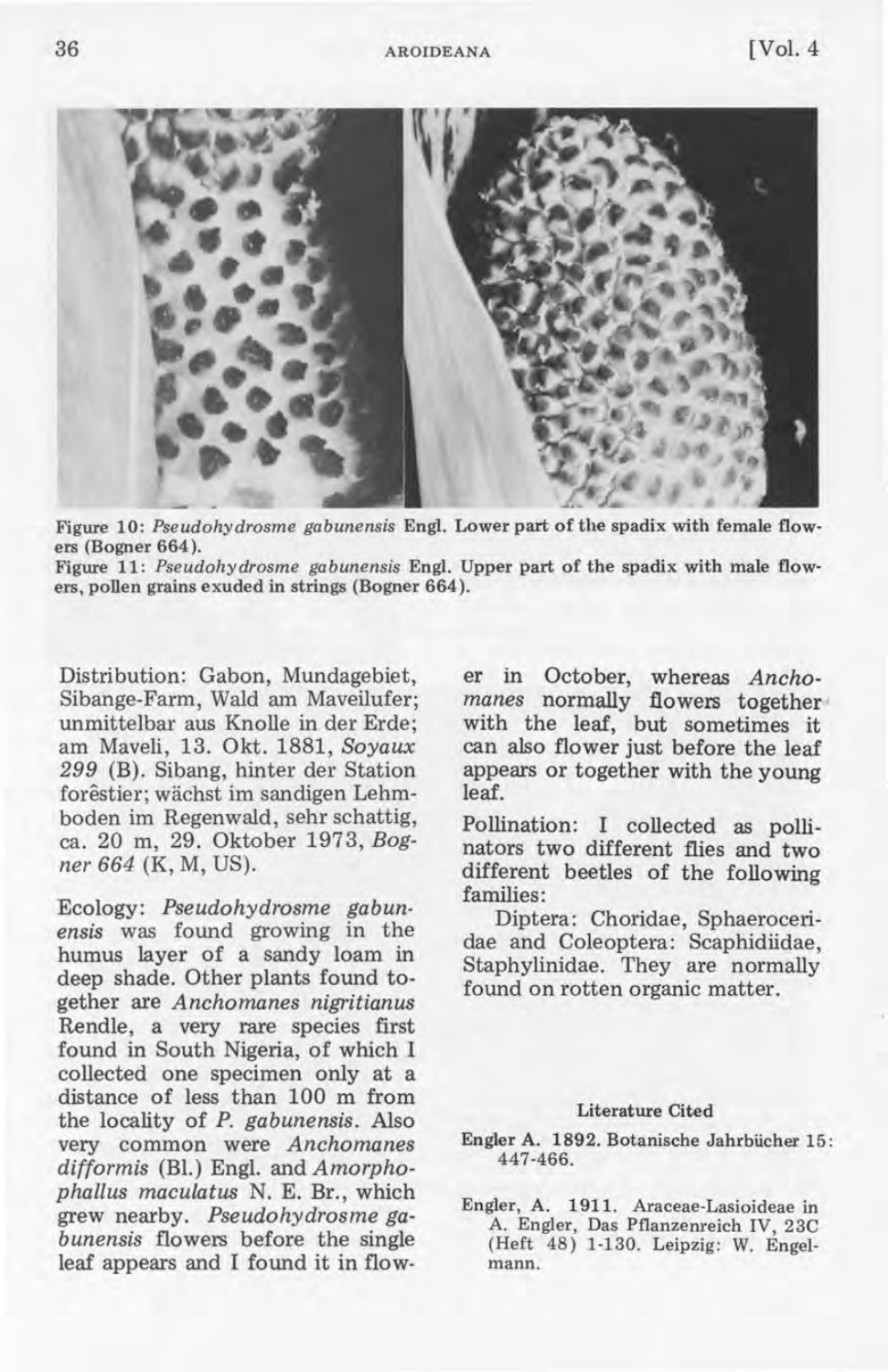Figure 10: *Pseudohydrosme gabunensis* Engl. Lower part of the spadix with female flowers (Bogner 664).

Figure 11: *Pseudohydrosme gabunensis* Engl. Upper part of the spadix with male flowers, pollen grains exuded in strings (Bogner 664).

Distribution: Gabon, Mundagebiet, Sibange-Farm, Wald am Maveilufer; unmittelbar aus Knolle in der Erde; am Maveli, 13. Okt. 1881, *Soyaux 299* (B). Sibang, hinter der Station forêstier; wächst im sandigen Lehmboden im Regenwald, sehr schattig, ca. 20 m, 29. Oktober 1973, *Bogner 664* (K, M, US).

Ecology: *Pseudohydrosme gabunensis* was found growing in the humus layer of a sandy loam in deep shade. Other plants found together are *Anchomanes nigritianus* Rendle, a very rare species first found in South Nigeria, of which I collected one specimen only at a distance of less than 100 m from the locality of *P. gabunensis*. Also very common were *Anchomanes difformis* (Bl.) Engl. and *Amorphophallus maculatus* N. E. Br., which grew nearby. *Pseudohydrosme gabunensis* flowers before the single leaf appears and I found it in flower in October, whereas *Anchomanes* normally flowers together with the leaf, but sometimes it can also flower just before the leaf appears or together with the young leaf.

Pollination: I collected as pollinators two different flies and two different beetles of the following families:

Diptera: Choridae, Sphaeroceridae and Coleoptera: Scaphidiidae, Staphylinidae. They are normally found on rotten organic matter.

### Literature Cited

Engler A. 1892. Botanische Jahrbücher 15: 447-466.

Engler, A. 1911. Araceae-Lasioideae in A. Engler, Das Pflanzenreich IV, 23C (Heft 48) 1-130. Leipzig: W. Engelmann.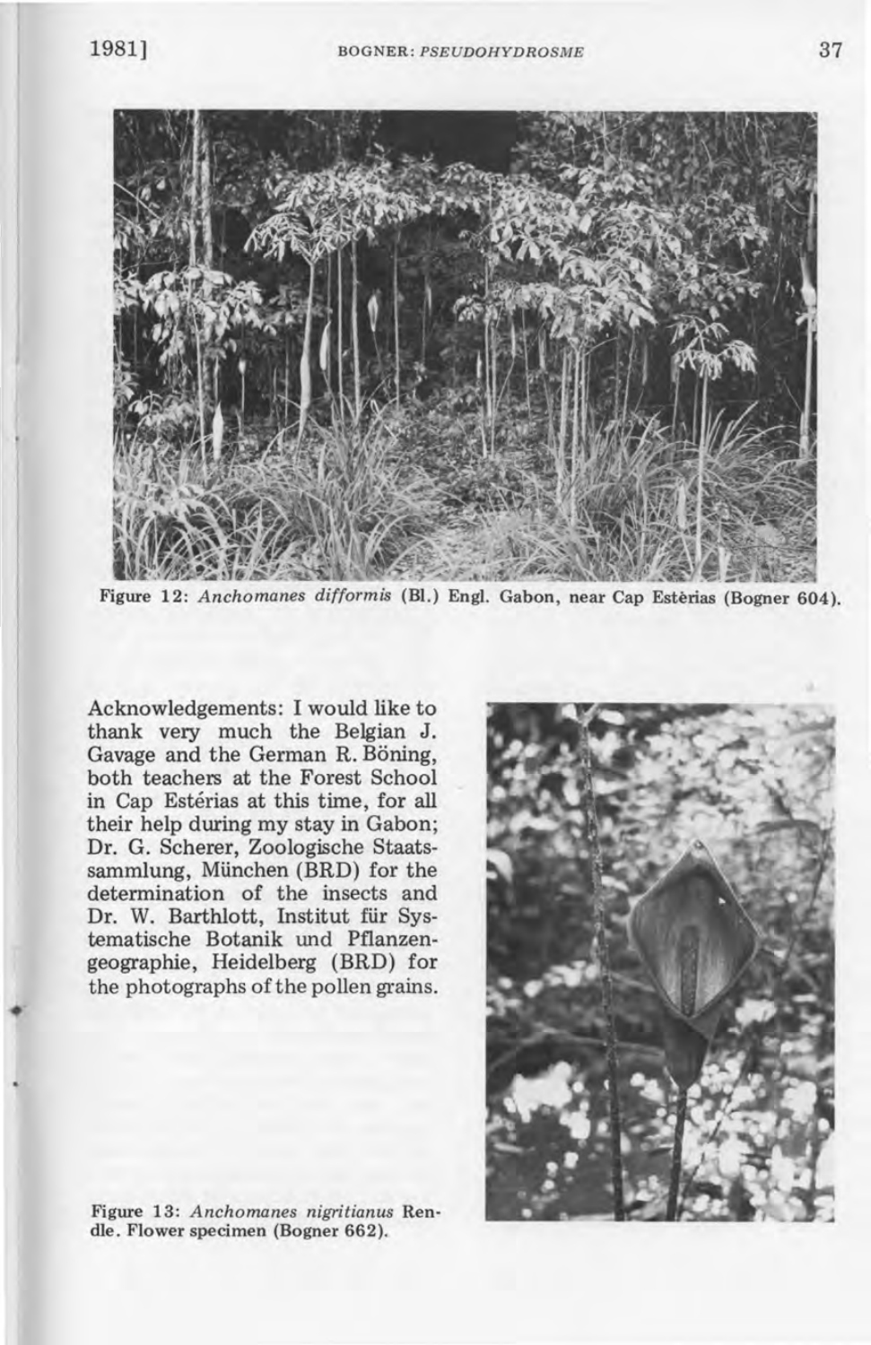Figure 12: *Anchomanes difformis* (Bl.) Engl. Gabon, near Cap Estèrias (Bogner 604).

Acknowledgements: I would like to thank very much the Belgian J. Gavage and the German R. Böning, both teachers at the Forest School in Cap Estérias at this time, for all their help during my stay in Gabon; Dr. G. Scherer, Zoologische Staatssammlung, München (BRD) for the determination of the insects and Dr. W. Barthlott, Institut für Systematische Botanik und Pflanzengeographie, Heidelberg (BRD) for the photographs of the pollen grains.

Figure 13: *Anchomanes nigritianus* Rendle. Flower specimen (Bogner 662).